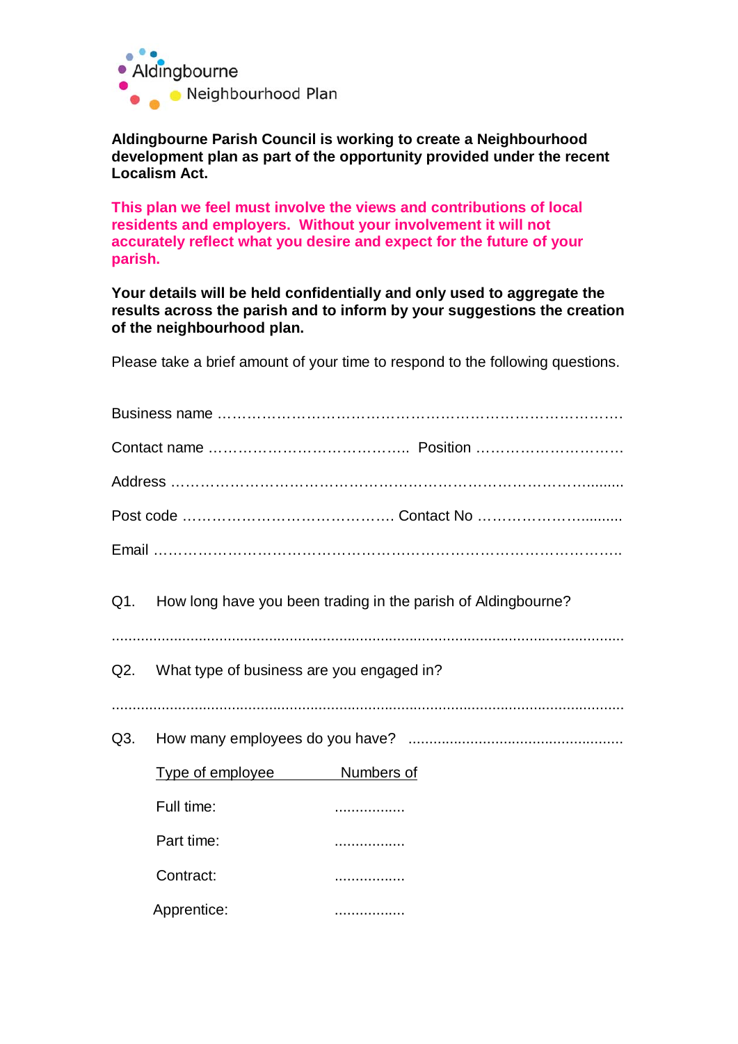Aldingbourne
Neighbourhood Plan

**Aldingbourne Parish Council is working to create a Neighbourhood development plan as part of the opportunity provided under the recent Localism Act.**

**This plan we feel must involve the views and contributions of local residents and employers. Without your involvement it will not accurately reflect what you desire and expect for the future of your parish.**

**Your details will be held confidentially and only used to aggregate the results across the parish and to inform by your suggestions the creation of the neighbourhood plan.**

Please take a brief amount of your time to respond to the following questions.

Business name ……………………………………………………………………….

Contact name ………………………………….. Position …………………………

Address ………………………………………………………………………….........

Post code ……………………………………. Contact No ………………….........

Email …………………………………………………………………………………..

Q1. How long have you been trading in the parish of Aldingbourne?

..........................................................................................................................

Q2. What type of business are you engaged in?

..........................................................................................................................

Q3. How many employees do you have? ...................................................

| Type of employee | Numbers of |
|---|---|
| Full time: | ................. |
| Part time: | ................. |
| Contract: | ................. |
| Apprentice: | ................. |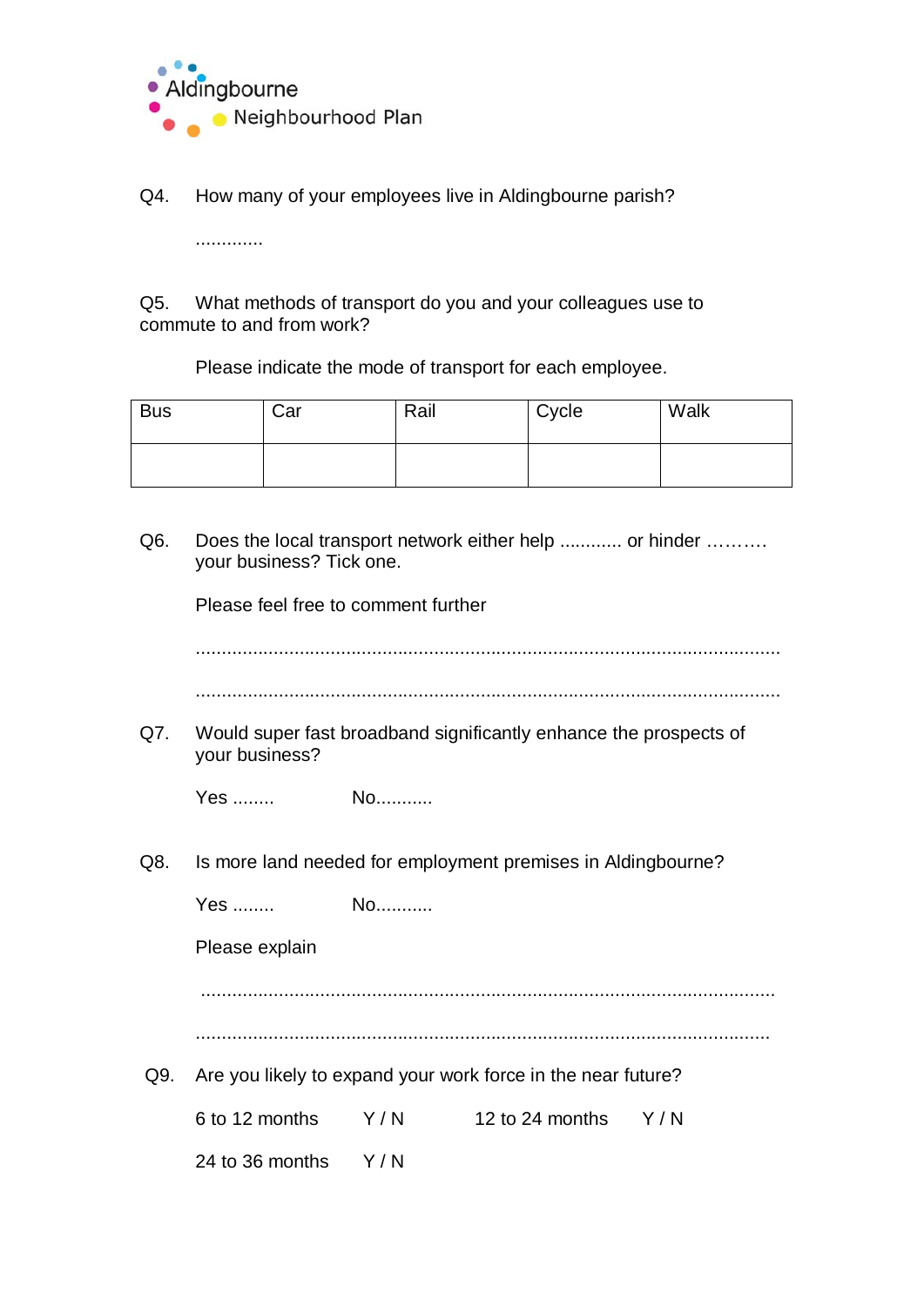Aldingbourne Neighbourhood Plan

Q4. How many of your employees live in Aldingbourne parish?

.............

Q5. What methods of transport do you and your colleagues use to commute to and from work?

Please indicate the mode of transport for each employee.

| Bus | Car | Rail | Cycle | Walk |
|---|---|---|---|---|
| | | | | |

Q6. Does the local transport network either help ............ or hinder ………. your business? Tick one.

Please feel free to comment further

..................................................................................................................

..................................................................................................................

Q7. Would super fast broadband significantly enhance the prospects of your business?

Yes ........ No...........

Q8. Is more land needed for employment premises in Aldingbourne?

Yes ........ No...........

Please explain

..................................................................................................................

..................................................................................................................

Q9. Are you likely to expand your work force in the near future?

6 to 12 months Y / N 12 to 24 months Y / N

24 to 36 months Y / N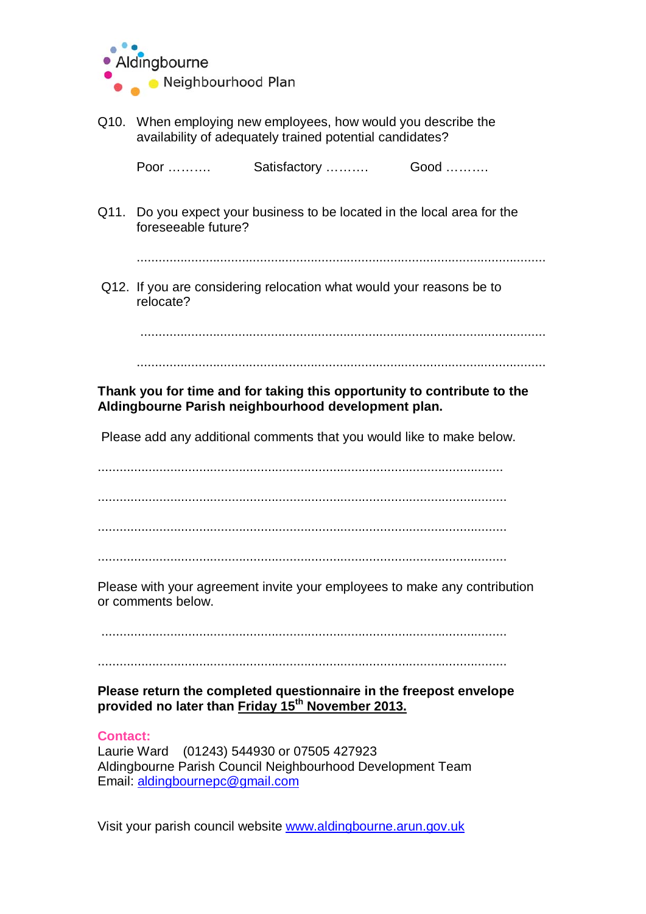Aldingbourne Neighbourhood Plan

Q10. When employing new employees, how would you describe the availability of adequately trained potential candidates?

Poor ………. Satisfactory ………. Good ……….

Q11. Do you expect your business to be located in the local area for the foreseeable future?

..................................................................................................................

Q12. If you are considering relocation what would your reasons be to relocate?

..................................................................................................................

..................................................................................................................

**Thank you for time and for taking this opportunity to contribute to the Aldingbourne Parish neighbourhood development plan.**

Please add any additional comments that you would like to make below.

..................................................................................................................

..................................................................................................................

..................................................................................................................

..................................................................................................................

Please with your agreement invite your employees to make any contribution or comments below.

..................................................................................................................

..................................................................................................................

**Please return the completed questionnaire in the freepost envelope provided no later than Friday 15th November 2013.**

**Contact:**
Laurie Ward (01243) 544930 or 07505 427923
Aldingbourne Parish Council Neighbourhood Development Team
Email: aldingbournepc@gmail.com

Visit your parish council website www.aldingbourne.arun.gov.uk